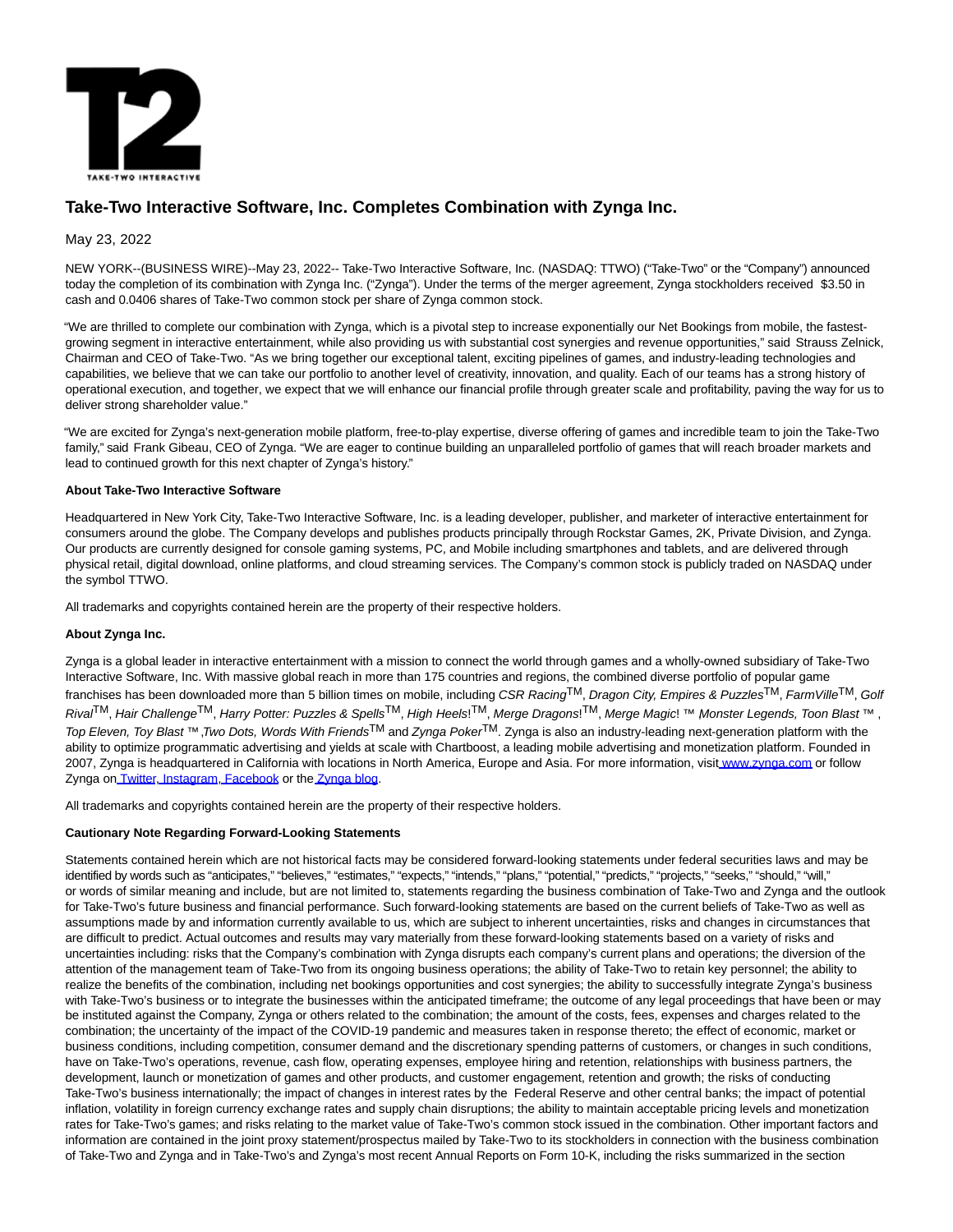# Take-Two Interactive Software, Inc. Completes Combination with Zynga Inc.

May 23, 2022

NEW YORK--(BUSINESS WIRE)--May 23, 2022-- Take-Two Interactive Software, Inc. (NASDAQ: TTWO) ("Take-Two" or the "Company") announced today the completion of its combination with Zynga Inc. ("Zynga"). Under the terms of the merger agreement, Zynga stockholders received $3.50 in cash and 0.0406 shares of Take-Two common stock per share of Zynga common stock.

"We are thrilled to complete our combination with Zynga, which is a pivotal step to increase exponentially our Net Bookings from mobile, the fastest-growing segment in interactive entertainment, while also providing us with substantial cost synergies and revenue opportunities," said Strauss Zelnick, Chairman and CEO of Take-Two. "As we bring together our exceptional talent, exciting pipelines of games, and industry-leading technologies and capabilities, we believe that we can take our portfolio to another level of creativity, innovation, and quality. Each of our teams has a strong history of operational execution, and together, we expect that we will enhance our financial profile through greater scale and profitability, paving the way for us to deliver strong shareholder value."

"We are excited for Zynga's next-generation mobile platform, free-to-play expertise, diverse offering of games and incredible team to join the Take-Two family," said Frank Gibeau, CEO of Zynga. "We are eager to continue building an unparalleled portfolio of games that will reach broader markets and lead to continued growth for this next chapter of Zynga's history."

**About Take-Two Interactive Software**

Headquartered in New York City, Take-Two Interactive Software, Inc. is a leading developer, publisher, and marketer of interactive entertainment for consumers around the globe. The Company develops and publishes products principally through Rockstar Games, 2K, Private Division, and Zynga. Our products are currently designed for console gaming systems, PC, and Mobile including smartphones and tablets, and are delivered through physical retail, digital download, online platforms, and cloud streaming services. The Company's common stock is publicly traded on NASDAQ under the symbol TTWO.

All trademarks and copyrights contained herein are the property of their respective holders.

**About Zynga Inc.**

Zynga is a global leader in interactive entertainment with a mission to connect the world through games and a wholly-owned subsidiary of Take-Two Interactive Software, Inc. With massive global reach in more than 175 countries and regions, the combined diverse portfolio of popular game franchises has been downloaded more than 5 billion times on mobile, including *CSR Racing*™, *Dragon City, Empires & Puzzles*™, *FarmVille*™, *Golf Rival*™, *Hair Challenge*™, *Harry Potter: Puzzles & Spells*™, *High Heels*!™, *Merge Dragons*!™, *Merge Magic*! ™ *Monster Legends, Toon Blast* ™ , *Top Eleven, Toy Blast* ™ ,*Two Dots, Words With Friends*™ and *Zynga Poker*™. Zynga is also an industry-leading next-generation platform with the ability to optimize programmatic advertising and yields at scale with Chartboost, a leading mobile advertising and monetization platform. Founded in 2007, Zynga is headquartered in California with locations in North America, Europe and Asia. For more information, visit www.zynga.com or follow Zynga on Twitter, Instagram, Facebook or the Zynga blog.

All trademarks and copyrights contained herein are the property of their respective holders.

**Cautionary Note Regarding Forward-Looking Statements**

Statements contained herein which are not historical facts may be considered forward-looking statements under federal securities laws and may be identified by words such as "anticipates," "believes," "estimates," "expects," "intends," "plans," "potential," "predicts," "projects," "seeks," "should," "will," or words of similar meaning and include, but are not limited to, statements regarding the business combination of Take-Two and Zynga and the outlook for Take-Two's future business and financial performance. Such forward-looking statements are based on the current beliefs of Take-Two as well as assumptions made by and information currently available to us, which are subject to inherent uncertainties, risks and changes in circumstances that are difficult to predict. Actual outcomes and results may vary materially from these forward-looking statements based on a variety of risks and uncertainties including: risks that the Company's combination with Zynga disrupts each company's current plans and operations; the diversion of the attention of the management team of Take-Two from its ongoing business operations; the ability of Take-Two to retain key personnel; the ability to realize the benefits of the combination, including net bookings opportunities and cost synergies; the ability to successfully integrate Zynga's business with Take-Two's business or to integrate the businesses within the anticipated timeframe; the outcome of any legal proceedings that have been or may be instituted against the Company, Zynga or others related to the combination; the amount of the costs, fees, expenses and charges related to the combination; the uncertainty of the impact of the COVID-19 pandemic and measures taken in response thereto; the effect of economic, market or business conditions, including competition, consumer demand and the discretionary spending patterns of customers, or changes in such conditions, have on Take-Two's operations, revenue, cash flow, operating expenses, employee hiring and retention, relationships with business partners, the development, launch or monetization of games and other products, and customer engagement, retention and growth; the risks of conducting Take-Two's business internationally; the impact of changes in interest rates by the Federal Reserve and other central banks; the impact of potential inflation, volatility in foreign currency exchange rates and supply chain disruptions; the ability to maintain acceptable pricing levels and monetization rates for Take-Two's games; and risks relating to the market value of Take-Two's common stock issued in the combination. Other important factors and information are contained in the joint proxy statement/prospectus mailed by Take-Two to its stockholders in connection with the business combination of Take-Two and Zynga and in Take-Two's and Zynga's most recent Annual Reports on Form 10-K, including the risks summarized in the section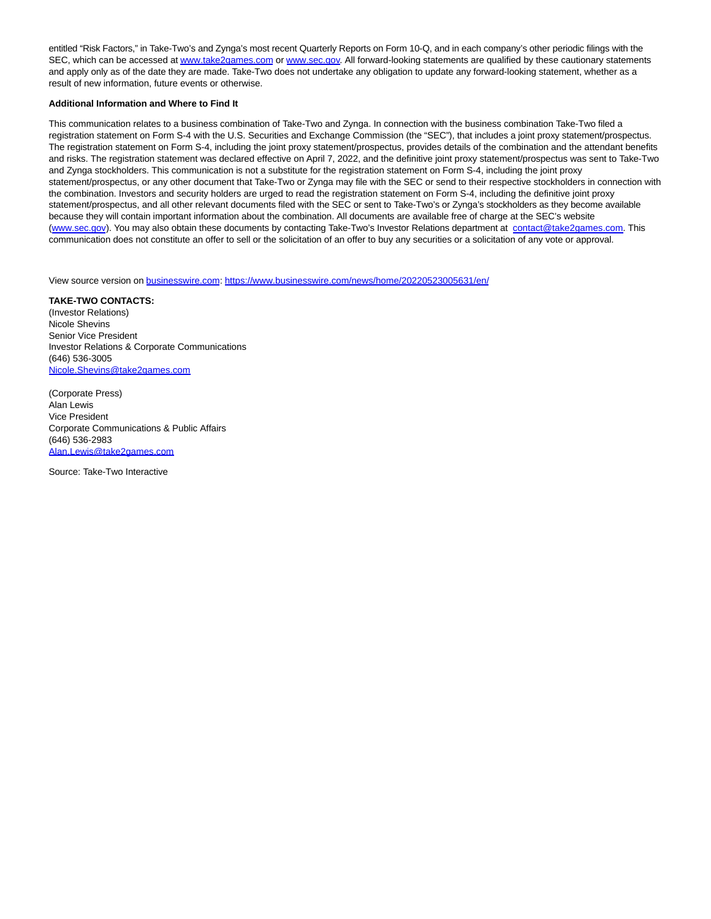entitled "Risk Factors," in Take-Two's and Zynga's most recent Quarterly Reports on Form 10-Q, and in each company's other periodic filings with the SEC, which can be accessed at www.take2games.com or www.sec.gov. All forward-looking statements are qualified by these cautionary statements and apply only as of the date they are made. Take-Two does not undertake any obligation to update any forward-looking statement, whether as a result of new information, future events or otherwise.

**Additional Information and Where to Find It**

This communication relates to a business combination of Take-Two and Zynga. In connection with the business combination Take-Two filed a registration statement on Form S-4 with the U.S. Securities and Exchange Commission (the "SEC"), that includes a joint proxy statement/prospectus. The registration statement on Form S-4, including the joint proxy statement/prospectus, provides details of the combination and the attendant benefits and risks. The registration statement was declared effective on April 7, 2022, and the definitive joint proxy statement/prospectus was sent to Take-Two and Zynga stockholders. This communication is not a substitute for the registration statement on Form S-4, including the joint proxy statement/prospectus, or any other document that Take-Two or Zynga may file with the SEC or send to their respective stockholders in connection with the combination. Investors and security holders are urged to read the registration statement on Form S-4, including the definitive joint proxy statement/prospectus, and all other relevant documents filed with the SEC or sent to Take-Two's or Zynga's stockholders as they become available because they will contain important information about the combination. All documents are available free of charge at the SEC's website (www.sec.gov). You may also obtain these documents by contacting Take-Two's Investor Relations department at contact@take2games.com. This communication does not constitute an offer to sell or the solicitation of an offer to buy any securities or a solicitation of any vote or approval.

View source version on businesswire.com: https://www.businesswire.com/news/home/20220523005631/en/

**TAKE-TWO CONTACTS:**
(Investor Relations)
Nicole Shevins
Senior Vice President
Investor Relations & Corporate Communications
(646) 536-3005
Nicole.Shevins@take2games.com

(Corporate Press)
Alan Lewis
Vice President
Corporate Communications & Public Affairs
(646) 536-2983
Alan.Lewis@take2games.com

Source: Take-Two Interactive